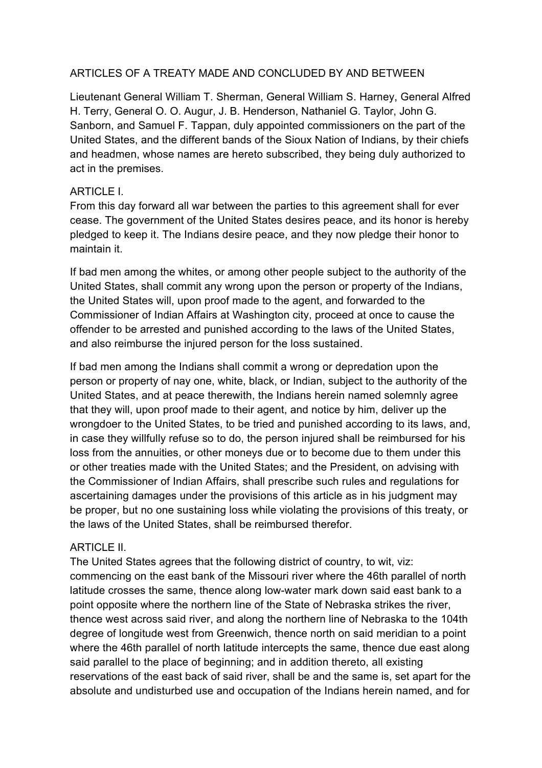ARTICLES OF A TREATY MADE AND CONCLUDED BY AND BETWEEN

Lieutenant General William T. Sherman, General William S. Harney, General Alfred H. Terry, General O. O. Augur, J. B. Henderson, Nathaniel G. Taylor, John G. Sanborn, and Samuel F. Tappan, duly appointed commissioners on the part of the United States, and the different bands of the Sioux Nation of Indians, by their chiefs and headmen, whose names are hereto subscribed, they being duly authorized to act in the premises.

ARTICLE I.

From this day forward all war between the parties to this agreement shall for ever cease. The government of the United States desires peace, and its honor is hereby pledged to keep it. The Indians desire peace, and they now pledge their honor to maintain it.

If bad men among the whites, or among other people subject to the authority of the United States, shall commit any wrong upon the person or property of the Indians, the United States will, upon proof made to the agent, and forwarded to the Commissioner of Indian Affairs at Washington city, proceed at once to cause the offender to be arrested and punished according to the laws of the United States, and also reimburse the injured person for the loss sustained.

If bad men among the Indians shall commit a wrong or depredation upon the person or property of nay one, white, black, or Indian, subject to the authority of the United States, and at peace therewith, the Indians herein named solemnly agree that they will, upon proof made to their agent, and notice by him, deliver up the wrongdoer to the United States, to be tried and punished according to its laws, and, in case they willfully refuse so to do, the person injured shall be reimbursed for his loss from the annuities, or other moneys due or to become due to them under this or other treaties made with the United States; and the President, on advising with the Commissioner of Indian Affairs, shall prescribe such rules and regulations for ascertaining damages under the provisions of this article as in his judgment may be proper, but no one sustaining loss while violating the provisions of this treaty, or the laws of the United States, shall be reimbursed therefor.

ARTICLE II.

The United States agrees that the following district of country, to wit, viz: commencing on the east bank of the Missouri river where the 46th parallel of north latitude crosses the same, thence along low-water mark down said east bank to a point opposite where the northern line of the State of Nebraska strikes the river, thence west across said river, and along the northern line of Nebraska to the 104th degree of longitude west from Greenwich, thence north on said meridian to a point where the 46th parallel of north latitude intercepts the same, thence due east along said parallel to the place of beginning; and in addition thereto, all existing reservations of the east back of said river, shall be and the same is, set apart for the absolute and undisturbed use and occupation of the Indians herein named, and for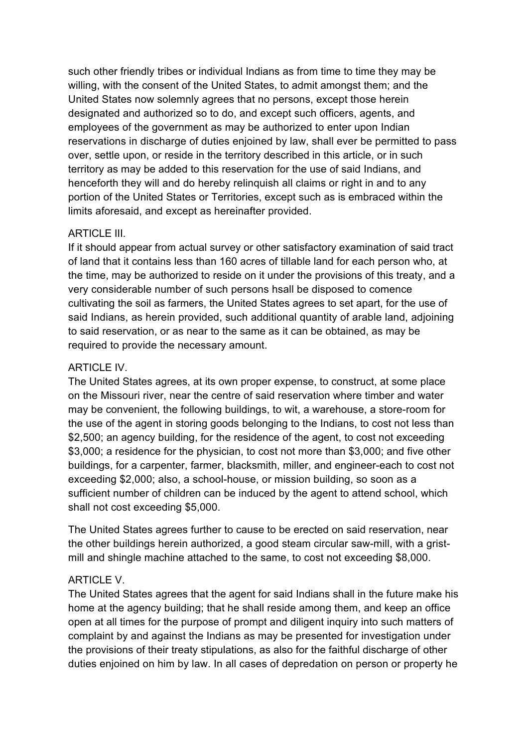such other friendly tribes or individual Indians as from time to time they may be willing, with the consent of the United States, to admit amongst them; and the United States now solemnly agrees that no persons, except those herein designated and authorized so to do, and except such officers, agents, and employees of the government as may be authorized to enter upon Indian reservations in discharge of duties enjoined by law, shall ever be permitted to pass over, settle upon, or reside in the territory described in this article, or in such territory as may be added to this reservation for the use of said Indians, and henceforth they will and do hereby relinquish all claims or right in and to any portion of the United States or Territories, except such as is embraced within the limits aforesaid, and except as hereinafter provided.

ARTICLE III.

If it should appear from actual survey or other satisfactory examination of said tract of land that it contains less than 160 acres of tillable land for each person who, at the time, may be authorized to reside on it under the provisions of this treaty, and a very considerable number of such persons hsall be disposed to comence cultivating the soil as farmers, the United States agrees to set apart, for the use of said Indians, as herein provided, such additional quantity of arable land, adjoining to said reservation, or as near to the same as it can be obtained, as may be required to provide the necessary amount.

ARTICLE IV.

The United States agrees, at its own proper expense, to construct, at some place on the Missouri river, near the centre of said reservation where timber and water may be convenient, the following buildings, to wit, a warehouse, a store-room for the use of the agent in storing goods belonging to the Indians, to cost not less than $2,500; an agency building, for the residence of the agent, to cost not exceeding $3,000; a residence for the physician, to cost not more than $3,000; and five other buildings, for a carpenter, farmer, blacksmith, miller, and engineer-each to cost not exceeding $2,000; also, a school-house, or mission building, so soon as a sufficient number of children can be induced by the agent to attend school, which shall not cost exceeding $5,000.

The United States agrees further to cause to be erected on said reservation, near the other buildings herein authorized, a good steam circular saw-mill, with a grist-mill and shingle machine attached to the same, to cost not exceeding $8,000.

ARTICLE V.

The United States agrees that the agent for said Indians shall in the future make his home at the agency building; that he shall reside among them, and keep an office open at all times for the purpose of prompt and diligent inquiry into such matters of complaint by and against the Indians as may be presented for investigation under the provisions of their treaty stipulations, as also for the faithful discharge of other duties enjoined on him by law. In all cases of depredation on person or property he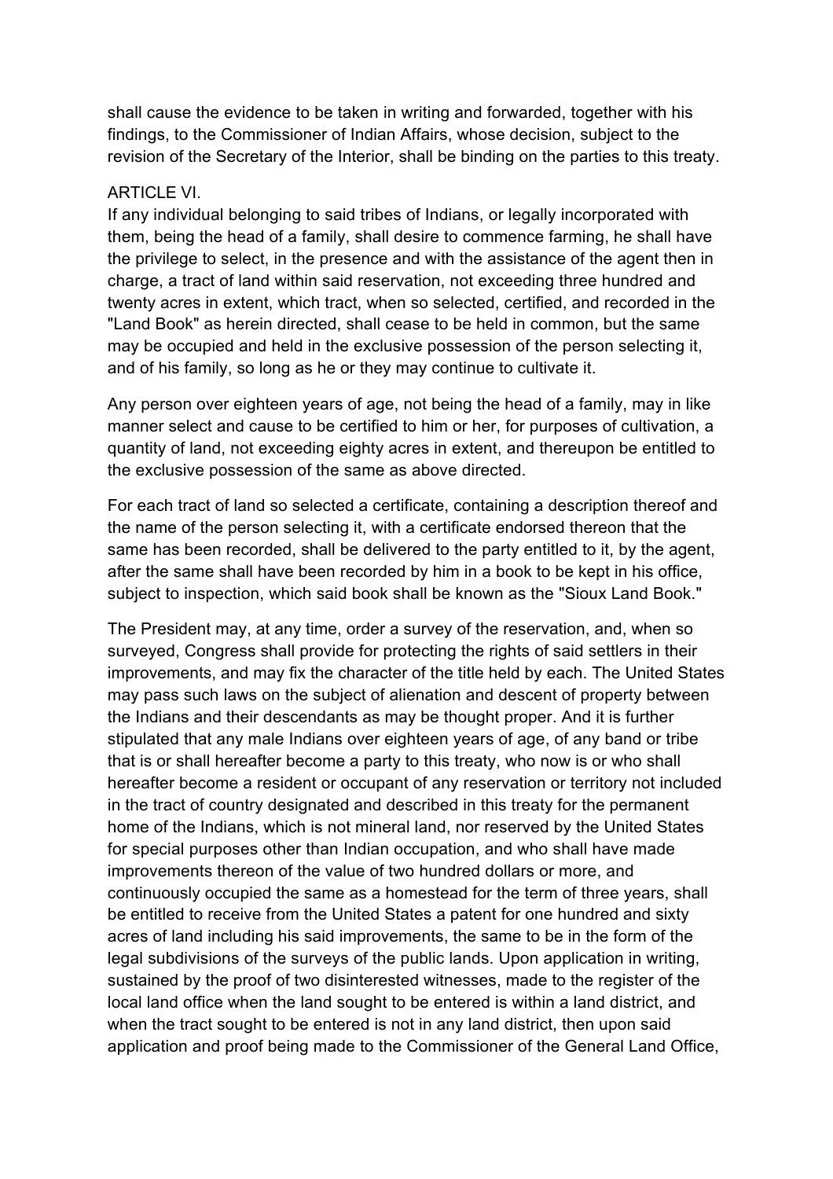shall cause the evidence to be taken in writing and forwarded, together with his findings, to the Commissioner of Indian Affairs, whose decision, subject to the revision of the Secretary of the Interior, shall be binding on the parties to this treaty.

ARTICLE VI.

If any individual belonging to said tribes of Indians, or legally incorporated with them, being the head of a family, shall desire to commence farming, he shall have the privilege to select, in the presence and with the assistance of the agent then in charge, a tract of land within said reservation, not exceeding three hundred and twenty acres in extent, which tract, when so selected, certified, and recorded in the "Land Book" as herein directed, shall cease to be held in common, but the same may be occupied and held in the exclusive possession of the person selecting it, and of his family, so long as he or they may continue to cultivate it.

Any person over eighteen years of age, not being the head of a family, may in like manner select and cause to be certified to him or her, for purposes of cultivation, a quantity of land, not exceeding eighty acres in extent, and thereupon be entitled to the exclusive possession of the same as above directed.

For each tract of land so selected a certificate, containing a description thereof and the name of the person selecting it, with a certificate endorsed thereon that the same has been recorded, shall be delivered to the party entitled to it, by the agent, after the same shall have been recorded by him in a book to be kept in his office, subject to inspection, which said book shall be known as the "Sioux Land Book."

The President may, at any time, order a survey of the reservation, and, when so surveyed, Congress shall provide for protecting the rights of said settlers in their improvements, and may fix the character of the title held by each. The United States may pass such laws on the subject of alienation and descent of property between the Indians and their descendants as may be thought proper. And it is further stipulated that any male Indians over eighteen years of age, of any band or tribe that is or shall hereafter become a party to this treaty, who now is or who shall hereafter become a resident or occupant of any reservation or territory not included in the tract of country designated and described in this treaty for the permanent home of the Indians, which is not mineral land, nor reserved by the United States for special purposes other than Indian occupation, and who shall have made improvements thereon of the value of two hundred dollars or more, and continuously occupied the same as a homestead for the term of three years, shall be entitled to receive from the United States a patent for one hundred and sixty acres of land including his said improvements, the same to be in the form of the legal subdivisions of the surveys of the public lands. Upon application in writing, sustained by the proof of two disinterested witnesses, made to the register of the local land office when the land sought to be entered is within a land district, and when the tract sought to be entered is not in any land district, then upon said application and proof being made to the Commissioner of the General Land Office,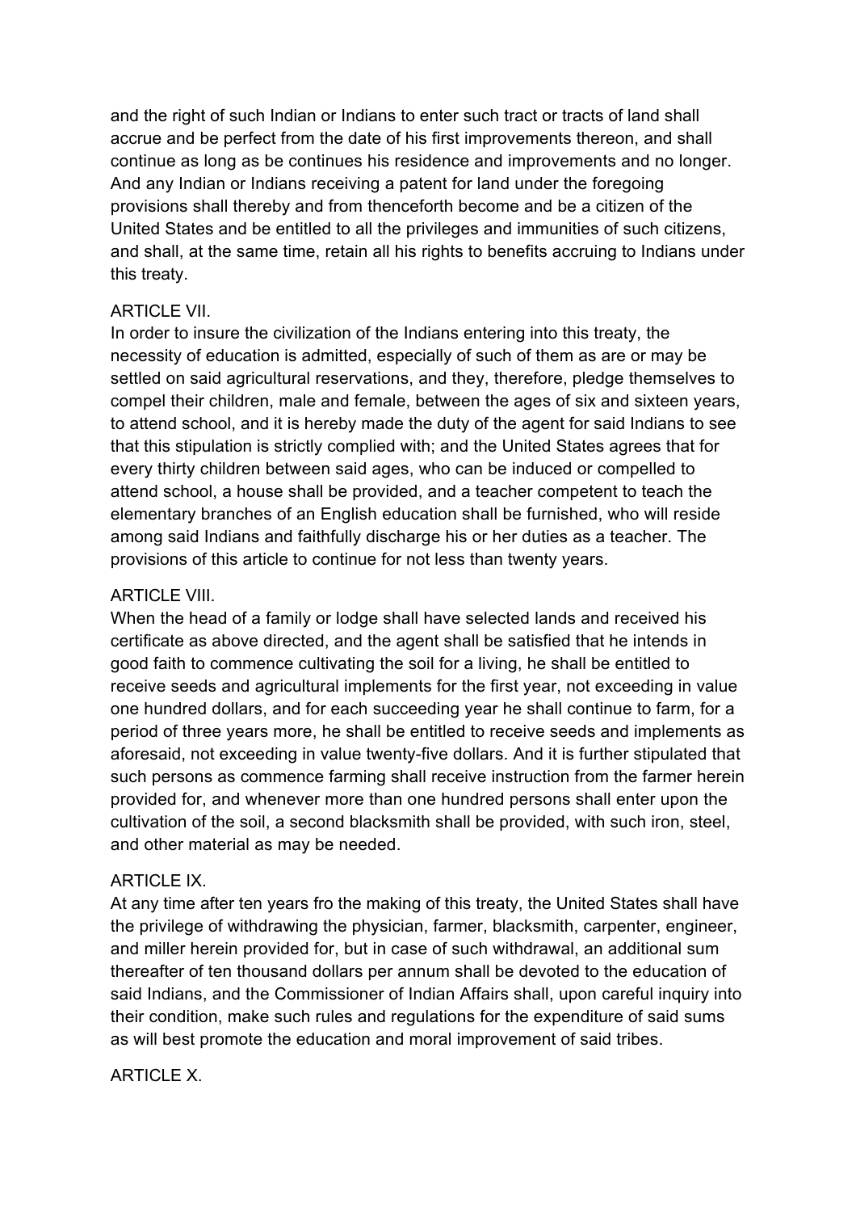and the right of such Indian or Indians to enter such tract or tracts of land shall accrue and be perfect from the date of his first improvements thereon, and shall continue as long as be continues his residence and improvements and no longer. And any Indian or Indians receiving a patent for land under the foregoing provisions shall thereby and from thenceforth become and be a citizen of the United States and be entitled to all the privileges and immunities of such citizens, and shall, at the same time, retain all his rights to benefits accruing to Indians under this treaty.

ARTICLE VII.

In order to insure the civilization of the Indians entering into this treaty, the necessity of education is admitted, especially of such of them as are or may be settled on said agricultural reservations, and they, therefore, pledge themselves to compel their children, male and female, between the ages of six and sixteen years, to attend school, and it is hereby made the duty of the agent for said Indians to see that this stipulation is strictly complied with; and the United States agrees that for every thirty children between said ages, who can be induced or compelled to attend school, a house shall be provided, and a teacher competent to teach the elementary branches of an English education shall be furnished, who will reside among said Indians and faithfully discharge his or her duties as a teacher. The provisions of this article to continue for not less than twenty years.

ARTICLE VIII.

When the head of a family or lodge shall have selected lands and received his certificate as above directed, and the agent shall be satisfied that he intends in good faith to commence cultivating the soil for a living, he shall be entitled to receive seeds and agricultural implements for the first year, not exceeding in value one hundred dollars, and for each succeeding year he shall continue to farm, for a period of three years more, he shall be entitled to receive seeds and implements as aforesaid, not exceeding in value twenty-five dollars. And it is further stipulated that such persons as commence farming shall receive instruction from the farmer herein provided for, and whenever more than one hundred persons shall enter upon the cultivation of the soil, a second blacksmith shall be provided, with such iron, steel, and other material as may be needed.

ARTICLE IX.

At any time after ten years fro the making of this treaty, the United States shall have the privilege of withdrawing the physician, farmer, blacksmith, carpenter, engineer, and miller herein provided for, but in case of such withdrawal, an additional sum thereafter of ten thousand dollars per annum shall be devoted to the education of said Indians, and the Commissioner of Indian Affairs shall, upon careful inquiry into their condition, make such rules and regulations for the expenditure of said sums as will best promote the education and moral improvement of said tribes.

ARTICLE X.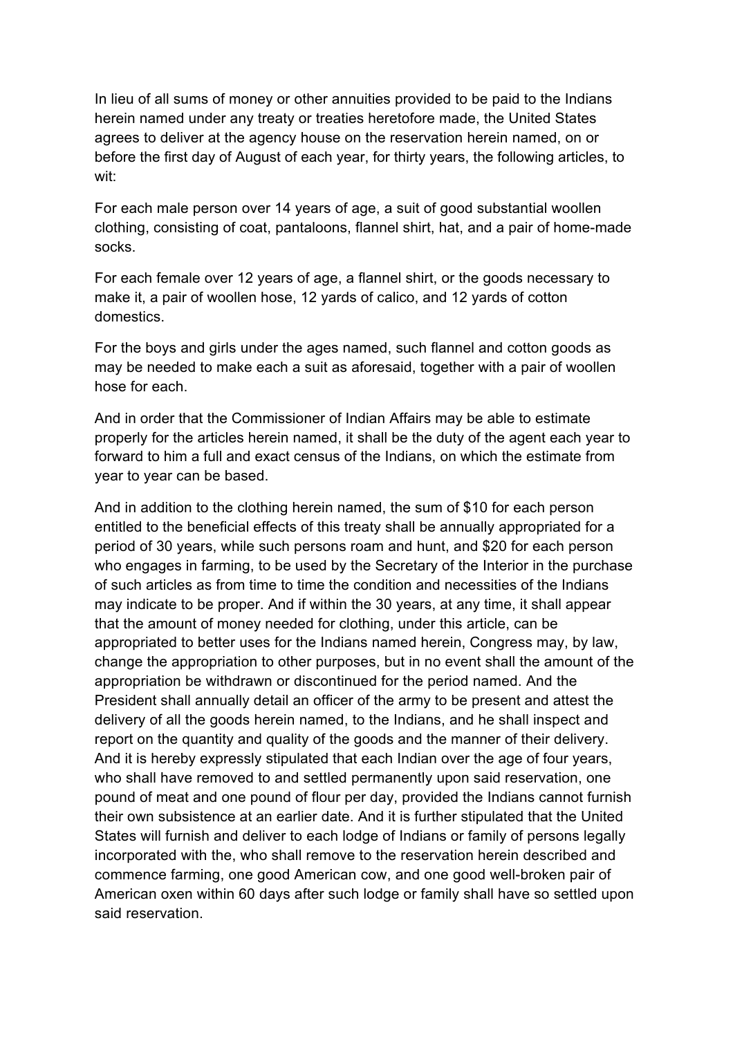In lieu of all sums of money or other annuities provided to be paid to the Indians herein named under any treaty or treaties heretofore made, the United States agrees to deliver at the agency house on the reservation herein named, on or before the first day of August of each year, for thirty years, the following articles, to wit:

For each male person over 14 years of age, a suit of good substantial woollen clothing, consisting of coat, pantaloons, flannel shirt, hat, and a pair of home-made socks.

For each female over 12 years of age, a flannel shirt, or the goods necessary to make it, a pair of woollen hose, 12 yards of calico, and 12 yards of cotton domestics.

For the boys and girls under the ages named, such flannel and cotton goods as may be needed to make each a suit as aforesaid, together with a pair of woollen hose for each.

And in order that the Commissioner of Indian Affairs may be able to estimate properly for the articles herein named, it shall be the duty of the agent each year to forward to him a full and exact census of the Indians, on which the estimate from year to year can be based.

And in addition to the clothing herein named, the sum of $10 for each person entitled to the beneficial effects of this treaty shall be annually appropriated for a period of 30 years, while such persons roam and hunt, and $20 for each person who engages in farming, to be used by the Secretary of the Interior in the purchase of such articles as from time to time the condition and necessities of the Indians may indicate to be proper. And if within the 30 years, at any time, it shall appear that the amount of money needed for clothing, under this article, can be appropriated to better uses for the Indians named herein, Congress may, by law, change the appropriation to other purposes, but in no event shall the amount of the appropriation be withdrawn or discontinued for the period named. And the President shall annually detail an officer of the army to be present and attest the delivery of all the goods herein named, to the Indians, and he shall inspect and report on the quantity and quality of the goods and the manner of their delivery. And it is hereby expressly stipulated that each Indian over the age of four years, who shall have removed to and settled permanently upon said reservation, one pound of meat and one pound of flour per day, provided the Indians cannot furnish their own subsistence at an earlier date. And it is further stipulated that the United States will furnish and deliver to each lodge of Indians or family of persons legally incorporated with the, who shall remove to the reservation herein described and commence farming, one good American cow, and one good well-broken pair of American oxen within 60 days after such lodge or family shall have so settled upon said reservation.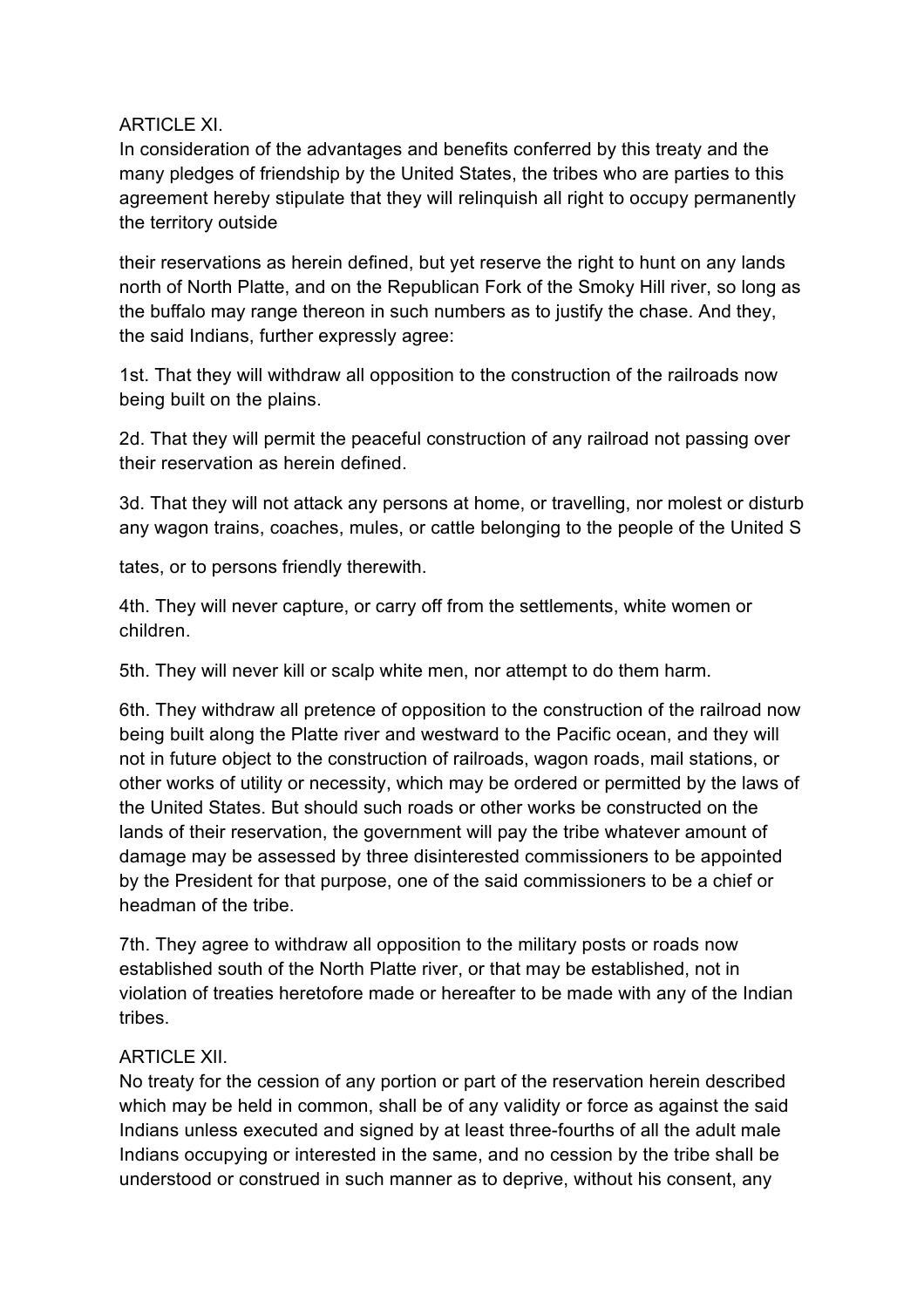ARTICLE XI.
In consideration of the advantages and benefits conferred by this treaty and the many pledges of friendship by the United States, the tribes who are parties to this agreement hereby stipulate that they will relinquish all right to occupy permanently the territory outside

their reservations as herein defined, but yet reserve the right to hunt on any lands north of North Platte, and on the Republican Fork of the Smoky Hill river, so long as the buffalo may range thereon in such numbers as to justify the chase. And they, the said Indians, further expressly agree:

1st. That they will withdraw all opposition to the construction of the railroads now being built on the plains.

2d. That they will permit the peaceful construction of any railroad not passing over their reservation as herein defined.

3d. That they will not attack any persons at home, or travelling, nor molest or disturb any wagon trains, coaches, mules, or cattle belonging to the people of the United S

tates, or to persons friendly therewith.

4th. They will never capture, or carry off from the settlements, white women or children.

5th. They will never kill or scalp white men, nor attempt to do them harm.

6th. They withdraw all pretence of opposition to the construction of the railroad now being built along the Platte river and westward to the Pacific ocean, and they will not in future object to the construction of railroads, wagon roads, mail stations, or other works of utility or necessity, which may be ordered or permitted by the laws of the United States. But should such roads or other works be constructed on the lands of their reservation, the government will pay the tribe whatever amount of damage may be assessed by three disinterested commissioners to be appointed by the President for that purpose, one of the said commissioners to be a chief or headman of the tribe.

7th. They agree to withdraw all opposition to the military posts or roads now established south of the North Platte river, or that may be established, not in violation of treaties heretofore made or hereafter to be made with any of the Indian tribes.

ARTICLE XII.
No treaty for the cession of any portion or part of the reservation herein described which may be held in common, shall be of any validity or force as against the said Indians unless executed and signed by at least three-fourths of all the adult male Indians occupying or interested in the same, and no cession by the tribe shall be understood or construed in such manner as to deprive, without his consent, any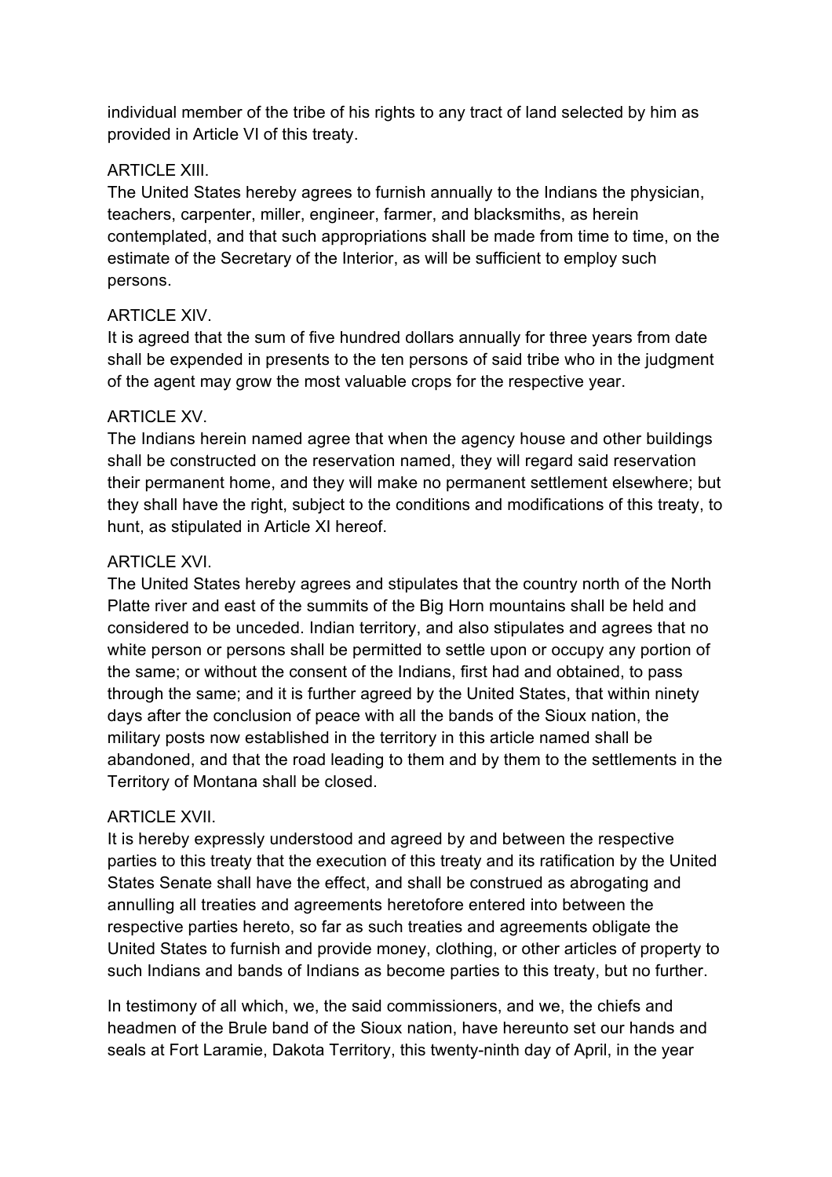individual member of the tribe of his rights to any tract of land selected by him as provided in Article VI of this treaty.

ARTICLE XIII.
The United States hereby agrees to furnish annually to the Indians the physician, teachers, carpenter, miller, engineer, farmer, and blacksmiths, as herein contemplated, and that such appropriations shall be made from time to time, on the estimate of the Secretary of the Interior, as will be sufficient to employ such persons.

ARTICLE XIV.
It is agreed that the sum of five hundred dollars annually for three years from date shall be expended in presents to the ten persons of said tribe who in the judgment of the agent may grow the most valuable crops for the respective year.

ARTICLE XV.
The Indians herein named agree that when the agency house and other buildings shall be constructed on the reservation named, they will regard said reservation their permanent home, and they will make no permanent settlement elsewhere; but they shall have the right, subject to the conditions and modifications of this treaty, to hunt, as stipulated in Article XI hereof.

ARTICLE XVI.
The United States hereby agrees and stipulates that the country north of the North Platte river and east of the summits of the Big Horn mountains shall be held and considered to be unceded. Indian territory, and also stipulates and agrees that no white person or persons shall be permitted to settle upon or occupy any portion of the same; or without the consent of the Indians, first had and obtained, to pass through the same; and it is further agreed by the United States, that within ninety days after the conclusion of peace with all the bands of the Sioux nation, the military posts now established in the territory in this article named shall be abandoned, and that the road leading to them and by them to the settlements in the Territory of Montana shall be closed.

ARTICLE XVII.
It is hereby expressly understood and agreed by and between the respective parties to this treaty that the execution of this treaty and its ratification by the United States Senate shall have the effect, and shall be construed as abrogating and annulling all treaties and agreements heretofore entered into between the respective parties hereto, so far as such treaties and agreements obligate the United States to furnish and provide money, clothing, or other articles of property to such Indians and bands of Indians as become parties to this treaty, but no further.

In testimony of all which, we, the said commissioners, and we, the chiefs and headmen of the Brule band of the Sioux nation, have hereunto set our hands and seals at Fort Laramie, Dakota Territory, this twenty-ninth day of April, in the year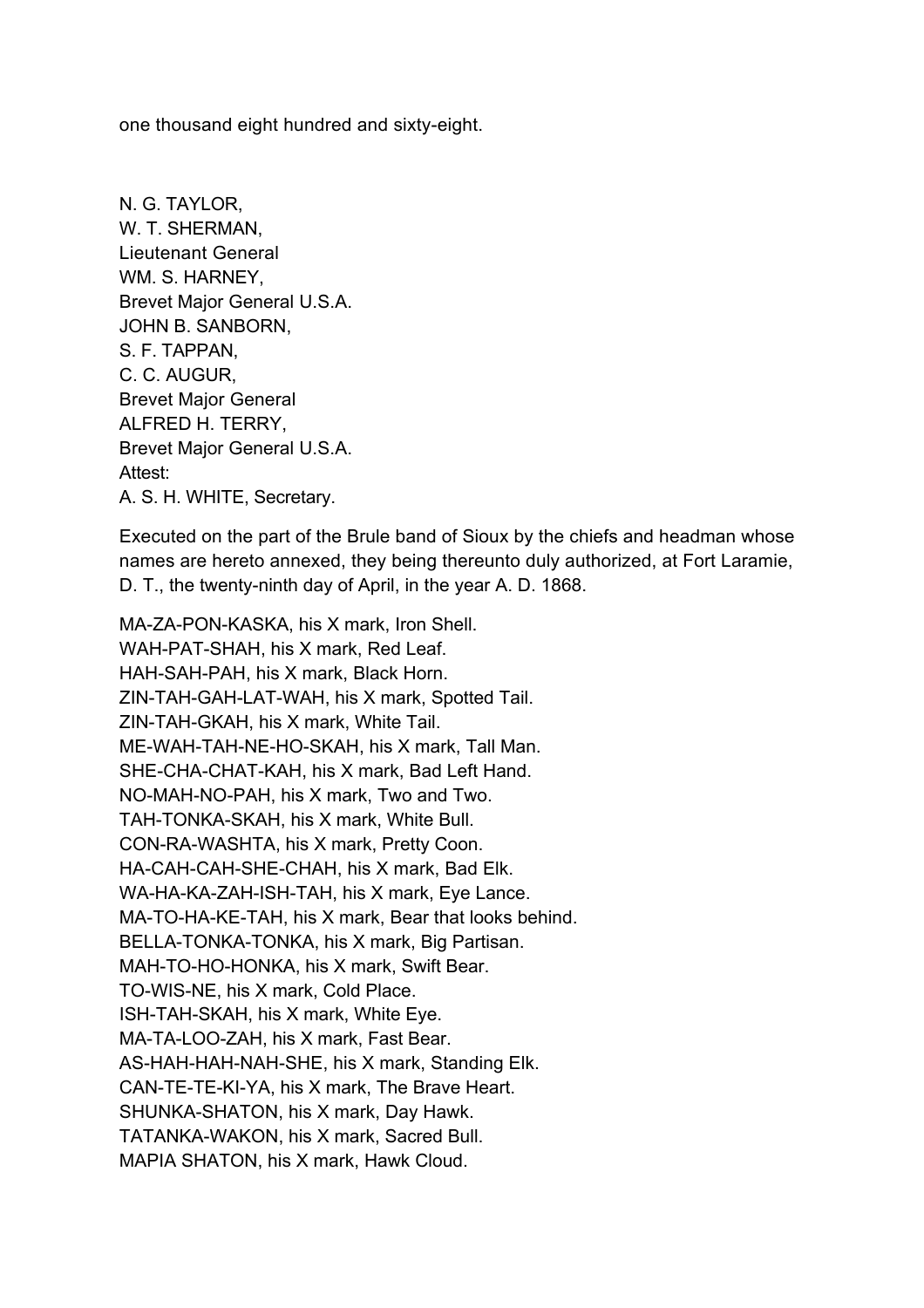one thousand eight hundred and sixty-eight.

N. G. TAYLOR,
W. T. SHERMAN,
Lieutenant General
WM. S. HARNEY,
Brevet Major General U.S.A.
JOHN B. SANBORN,
S. F. TAPPAN,
C. C. AUGUR,
Brevet Major General
ALFRED H. TERRY,
Brevet Major General U.S.A.
Attest:
A. S. H. WHITE, Secretary.

Executed on the part of the Brule band of Sioux by the chiefs and headman whose names are hereto annexed, they being thereunto duly authorized, at Fort Laramie, D. T., the twenty-ninth day of April, in the year A. D. 1868.

MA-ZA-PON-KASKA, his X mark, Iron Shell.
WAH-PAT-SHAH, his X mark, Red Leaf.
HAH-SAH-PAH, his X mark, Black Horn.
ZIN-TAH-GAH-LAT-WAH, his X mark, Spotted Tail.
ZIN-TAH-GKAH, his X mark, White Tail.
ME-WAH-TAH-NE-HO-SKAH, his X mark, Tall Man.
SHE-CHA-CHAT-KAH, his X mark, Bad Left Hand.
NO-MAH-NO-PAH, his X mark, Two and Two.
TAH-TONKA-SKAH, his X mark, White Bull.
CON-RA-WASHTA, his X mark, Pretty Coon.
HA-CAH-CAH-SHE-CHAH, his X mark, Bad Elk.
WA-HA-KA-ZAH-ISH-TAH, his X mark, Eye Lance.
MA-TO-HA-KE-TAH, his X mark, Bear that looks behind.
BELLA-TONKA-TONKA, his X mark, Big Partisan.
MAH-TO-HO-HONKA, his X mark, Swift Bear.
TO-WIS-NE, his X mark, Cold Place.
ISH-TAH-SKAH, his X mark, White Eye.
MA-TA-LOO-ZAH, his X mark, Fast Bear.
AS-HAH-HAH-NAH-SHE, his X mark, Standing Elk.
CAN-TE-TE-KI-YA, his X mark, The Brave Heart.
SHUNKA-SHATON, his X mark, Day Hawk.
TATANKA-WAKON, his X mark, Sacred Bull.
MAPIA SHATON, his X mark, Hawk Cloud.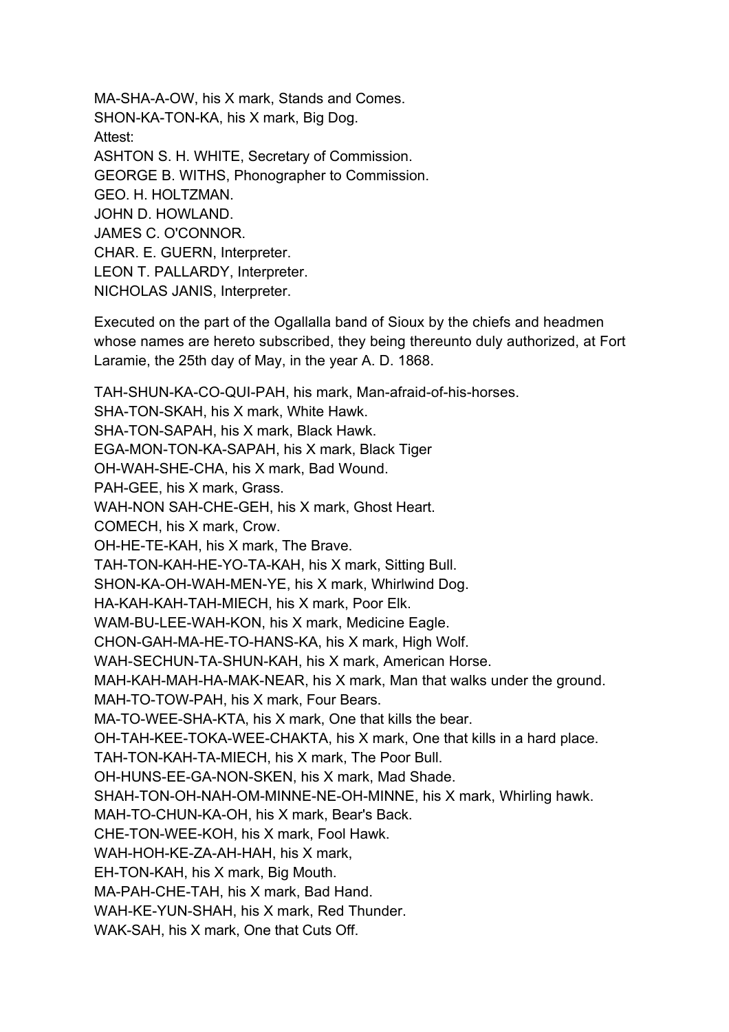MA-SHA-A-OW, his X mark, Stands and Comes.
SHON-KA-TON-KA, his X mark, Big Dog.
Attest:
ASHTON S. H. WHITE, Secretary of Commission.
GEORGE B. WITHS, Phonographer to Commission.
GEO. H. HOLTZMAN.
JOHN D. HOWLAND.
JAMES C. O'CONNOR.
CHAR. E. GUERN, Interpreter.
LEON T. PALLARDY, Interpreter.
NICHOLAS JANIS, Interpreter.

Executed on the part of the Ogallalla band of Sioux by the chiefs and headmen whose names are hereto subscribed, they being thereunto duly authorized, at Fort Laramie, the 25th day of May, in the year A. D. 1868.

TAH-SHUN-KA-CO-QUI-PAH, his mark, Man-afraid-of-his-horses.
SHA-TON-SKAH, his X mark, White Hawk.
SHA-TON-SAPAH, his X mark, Black Hawk.
EGA-MON-TON-KA-SAPAH, his X mark, Black Tiger
OH-WAH-SHE-CHA, his X mark, Bad Wound.
PAH-GEE, his X mark, Grass.
WAH-NON SAH-CHE-GEH, his X mark, Ghost Heart.
COMECH, his X mark, Crow.
OH-HE-TE-KAH, his X mark, The Brave.
TAH-TON-KAH-HE-YO-TA-KAH, his X mark, Sitting Bull.
SHON-KA-OH-WAH-MEN-YE, his X mark, Whirlwind Dog.
HA-KAH-KAH-TAH-MIECH, his X mark, Poor Elk.
WAM-BU-LEE-WAH-KON, his X mark, Medicine Eagle.
CHON-GAH-MA-HE-TO-HANS-KA, his X mark, High Wolf.
WAH-SECHUN-TA-SHUN-KAH, his X mark, American Horse.
MAH-KAH-MAH-HA-MAK-NEAR, his X mark, Man that walks under the ground.
MAH-TO-TOW-PAH, his X mark, Four Bears.
MA-TO-WEE-SHA-KTA, his X mark, One that kills the bear.
OH-TAH-KEE-TOKA-WEE-CHAKTA, his X mark, One that kills in a hard place.
TAH-TON-KAH-TA-MIECH, his X mark, The Poor Bull.
OH-HUNS-EE-GA-NON-SKEN, his X mark, Mad Shade.
SHAH-TON-OH-NAH-OM-MINNE-NE-OH-MINNE, his X mark, Whirling hawk.
MAH-TO-CHUN-KA-OH, his X mark, Bear's Back.
CHE-TON-WEE-KOH, his X mark, Fool Hawk.
WAH-HOH-KE-ZA-AH-HAH, his X mark,
EH-TON-KAH, his X mark, Big Mouth.
MA-PAH-CHE-TAH, his X mark, Bad Hand.
WAH-KE-YUN-SHAH, his X mark, Red Thunder.
WAK-SAH, his X mark, One that Cuts Off.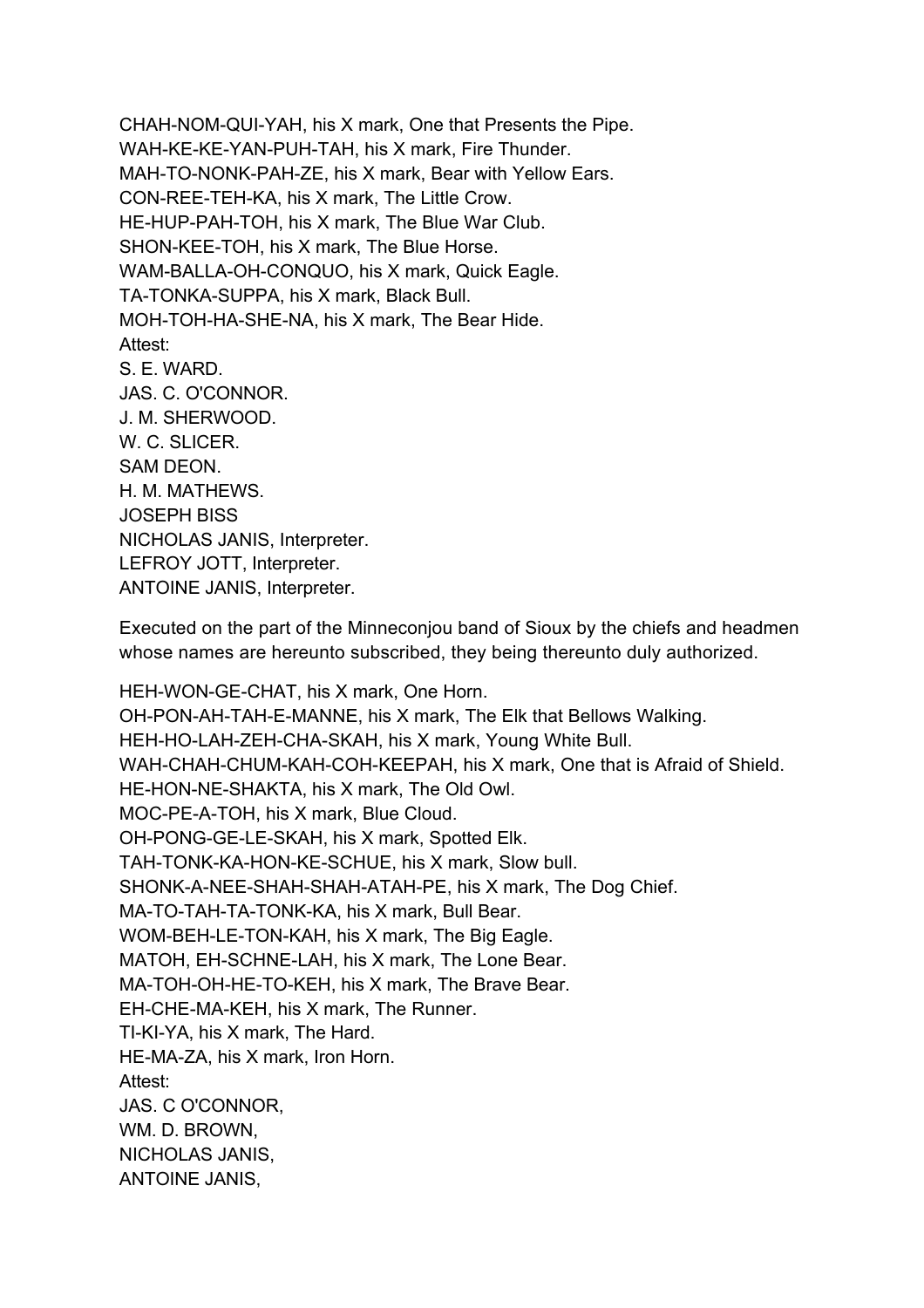CHAH-NOM-QUI-YAH, his X mark, One that Presents the Pipe.
WAH-KE-KE-YAN-PUH-TAH, his X mark, Fire Thunder.
MAH-TO-NONK-PAH-ZE, his X mark, Bear with Yellow Ears.
CON-REE-TEH-KA, his X mark, The Little Crow.
HE-HUP-PAH-TOH, his X mark, The Blue War Club.
SHON-KEE-TOH, his X mark, The Blue Horse.
WAM-BALLA-OH-CONQUO, his X mark, Quick Eagle.
TA-TONKA-SUPPA, his X mark, Black Bull.
MOH-TOH-HA-SHE-NA, his X mark, The Bear Hide.
Attest:
S. E. WARD.
JAS. C. O'CONNOR.
J. M. SHERWOOD.
W. C. SLICER.
SAM DEON.
H. M. MATHEWS.
JOSEPH BISS
NICHOLAS JANIS, Interpreter.
LEFROY JOTT, Interpreter.
ANTOINE JANIS, Interpreter.

Executed on the part of the Minneconjou band of Sioux by the chiefs and headmen whose names are hereunto subscribed, they being thereunto duly authorized.

HEH-WON-GE-CHAT, his X mark, One Horn.
OH-PON-AH-TAH-E-MANNE, his X mark, The Elk that Bellows Walking.
HEH-HO-LAH-ZEH-CHA-SKAH, his X mark, Young White Bull.
WAH-CHAH-CHUM-KAH-COH-KEEPAH, his X mark, One that is Afraid of Shield.
HE-HON-NE-SHAKTA, his X mark, The Old Owl.
MOC-PE-A-TOH, his X mark, Blue Cloud.
OH-PONG-GE-LE-SKAH, his X mark, Spotted Elk.
TAH-TONK-KA-HON-KE-SCHUE, his X mark, Slow bull.
SHONK-A-NEE-SHAH-SHAH-ATAH-PE, his X mark, The Dog Chief.
MA-TO-TAH-TA-TONK-KA, his X mark, Bull Bear.
WOM-BEH-LE-TON-KAH, his X mark, The Big Eagle.
MATOH, EH-SCHNE-LAH, his X mark, The Lone Bear.
MA-TOH-OH-HE-TO-KEH, his X mark, The Brave Bear.
EH-CHE-MA-KEH, his X mark, The Runner.
TI-KI-YA, his X mark, The Hard.
HE-MA-ZA, his X mark, Iron Horn.
Attest:
JAS. C O'CONNOR,
WM. D. BROWN,
NICHOLAS JANIS,
ANTOINE JANIS,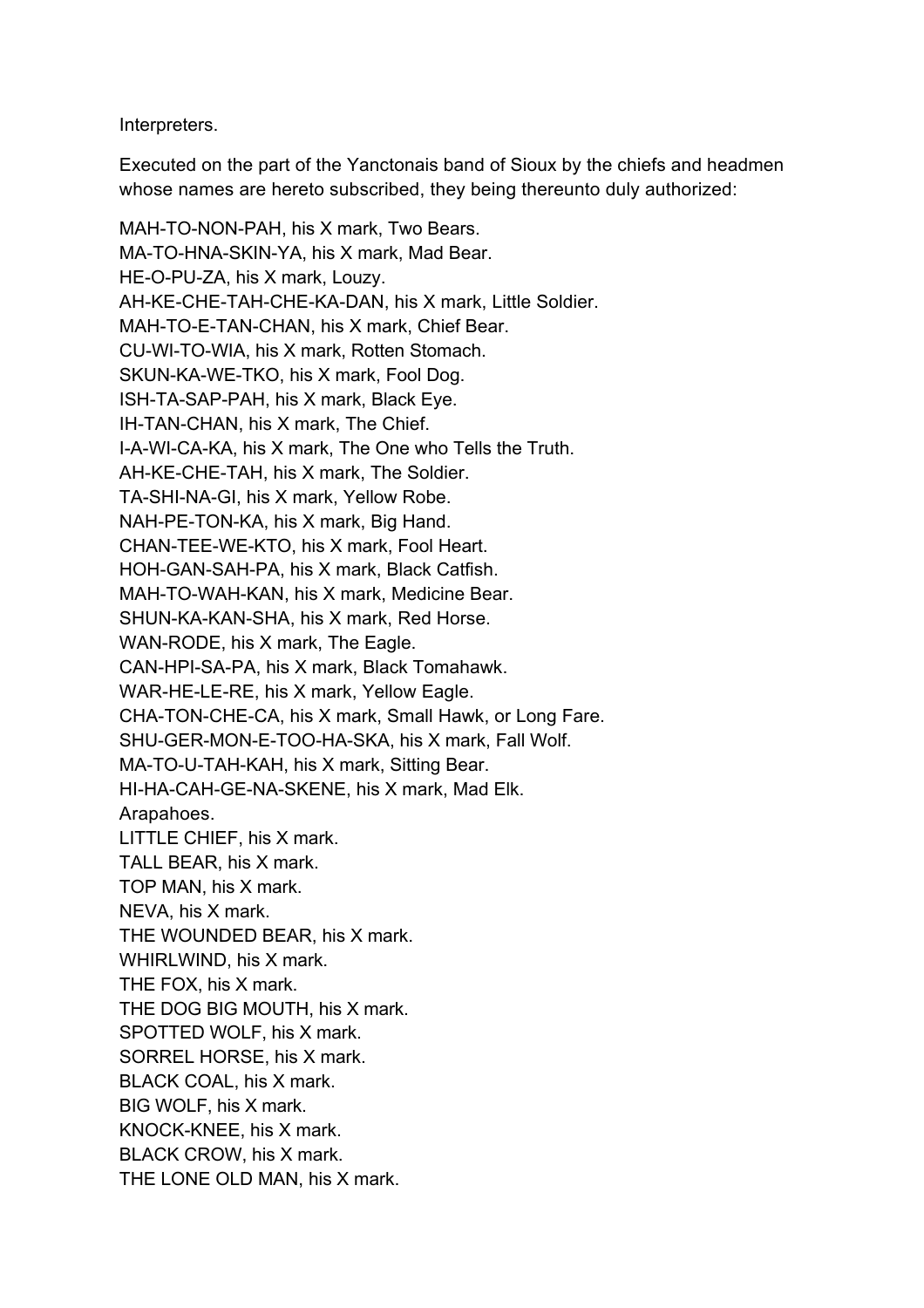Interpreters.

Executed on the part of the Yanctonais band of Sioux by the chiefs and headmen whose names are hereto subscribed, they being thereunto duly authorized:

MAH-TO-NON-PAH, his X mark, Two Bears.
MA-TO-HNA-SKIN-YA, his X mark, Mad Bear.
HE-O-PU-ZA, his X mark, Louzy.
AH-KE-CHE-TAH-CHE-KA-DAN, his X mark, Little Soldier.
MAH-TO-E-TAN-CHAN, his X mark, Chief Bear.
CU-WI-TO-WIA, his X mark, Rotten Stomach.
SKUN-KA-WE-TKO, his X mark, Fool Dog.
ISH-TA-SAP-PAH, his X mark, Black Eye.
IH-TAN-CHAN, his X mark, The Chief.
I-A-WI-CA-KA, his X mark, The One who Tells the Truth.
AH-KE-CHE-TAH, his X mark, The Soldier.
TA-SHI-NA-GI, his X mark, Yellow Robe.
NAH-PE-TON-KA, his X mark, Big Hand.
CHAN-TEE-WE-KTO, his X mark, Fool Heart.
HOH-GAN-SAH-PA, his X mark, Black Catfish.
MAH-TO-WAH-KAN, his X mark, Medicine Bear.
SHUN-KA-KAN-SHA, his X mark, Red Horse.
WAN-RODE, his X mark, The Eagle.
CAN-HPI-SA-PA, his X mark, Black Tomahawk.
WAR-HE-LE-RE, his X mark, Yellow Eagle.
CHA-TON-CHE-CA, his X mark, Small Hawk, or Long Fare.
SHU-GER-MON-E-TOO-HA-SKA, his X mark, Fall Wolf.
MA-TO-U-TAH-KAH, his X mark, Sitting Bear.
HI-HA-CAH-GE-NA-SKENE, his X mark, Mad Elk.
Arapahoes.
LITTLE CHIEF, his X mark.
TALL BEAR, his X mark.
TOP MAN, his X mark.
NEVA, his X mark.
THE WOUNDED BEAR, his X mark.
WHIRLWIND, his X mark.
THE FOX, his X mark.
THE DOG BIG MOUTH, his X mark.
SPOTTED WOLF, his X mark.
SORREL HORSE, his X mark.
BLACK COAL, his X mark.
BIG WOLF, his X mark.
KNOCK-KNEE, his X mark.
BLACK CROW, his X mark.
THE LONE OLD MAN, his X mark.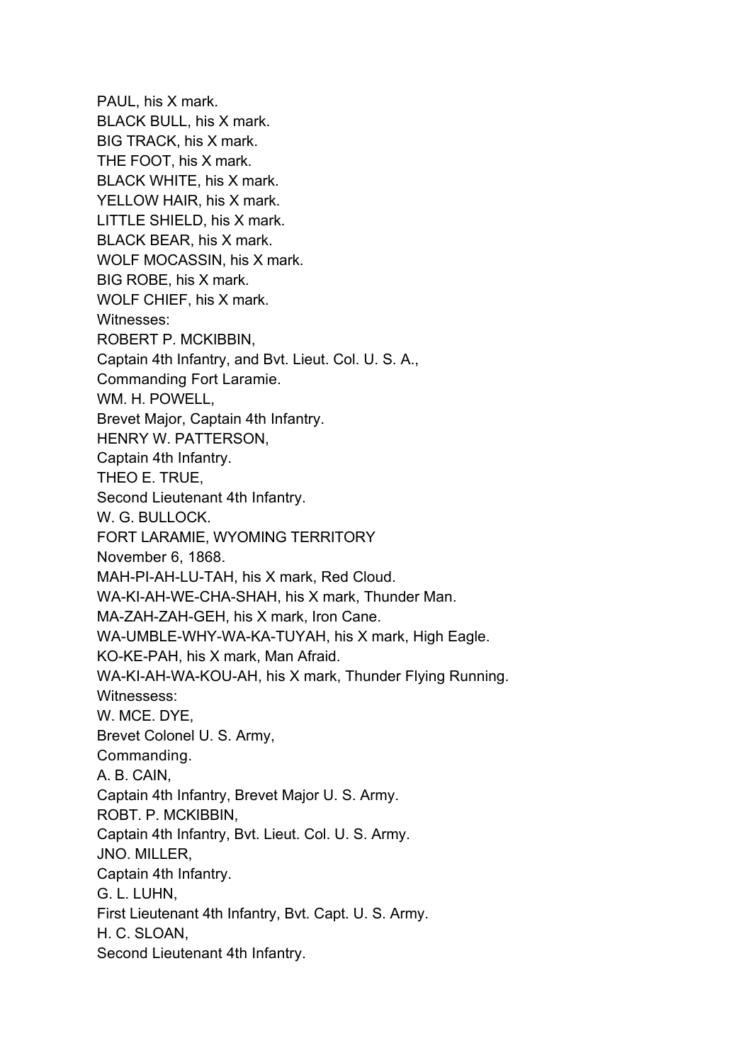PAUL, his X mark.
BLACK BULL, his X mark.
BIG TRACK, his X mark.
THE FOOT, his X mark.
BLACK WHITE, his X mark.
YELLOW HAIR, his X mark.
LITTLE SHIELD, his X mark.
BLACK BEAR, his X mark.
WOLF MOCASSIN, his X mark.
BIG ROBE, his X mark.
WOLF CHIEF, his X mark.
Witnesses:
ROBERT P. MCKIBBIN,
Captain 4th Infantry, and Bvt. Lieut. Col. U. S. A.,
Commanding Fort Laramie.
WM. H. POWELL,
Brevet Major, Captain 4th Infantry.
HENRY W. PATTERSON,
Captain 4th Infantry.
THEO E. TRUE,
Second Lieutenant 4th Infantry.
W. G. BULLOCK.
FORT LARAMIE, WYOMING TERRITORY
November 6, 1868.
MAH-PI-AH-LU-TAH, his X mark, Red Cloud.
WA-KI-AH-WE-CHA-SHAH, his X mark, Thunder Man.
MA-ZAH-ZAH-GEH, his X mark, Iron Cane.
WA-UMBLE-WHY-WA-KA-TUYAH, his X mark, High Eagle.
KO-KE-PAH, his X mark, Man Afraid.
WA-KI-AH-WA-KOU-AH, his X mark, Thunder Flying Running.
Witnessess:
W. MCE. DYE,
Brevet Colonel U. S. Army,
Commanding.
A. B. CAIN,
Captain 4th Infantry, Brevet Major U. S. Army.
ROBT. P. MCKIBBIN,
Captain 4th Infantry, Bvt. Lieut. Col. U. S. Army.
JNO. MILLER,
Captain 4th Infantry.
G. L. LUHN,
First Lieutenant 4th Infantry, Bvt. Capt. U. S. Army.
H. C. SLOAN,
Second Lieutenant 4th Infantry.